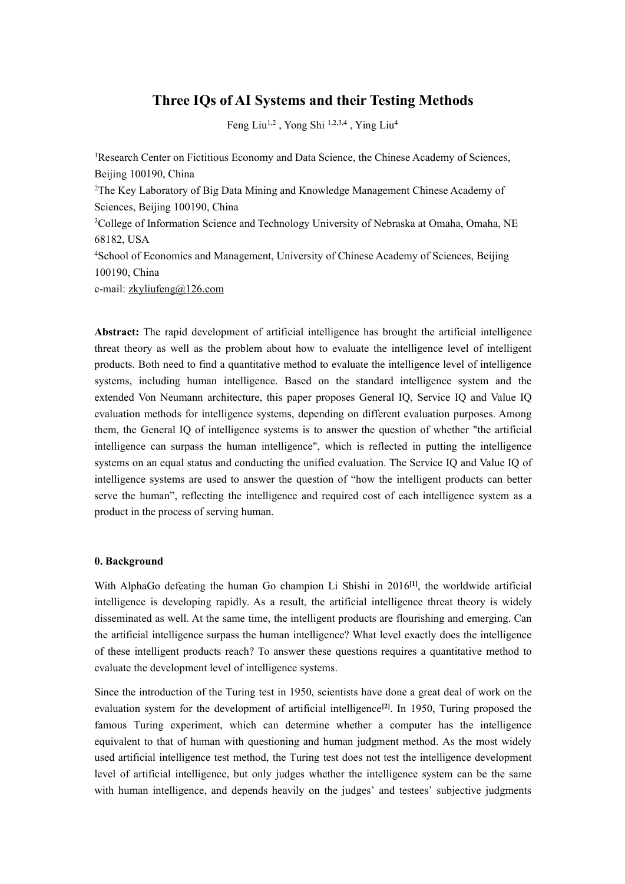# Three IQs of AI Systems and their Testing Methods

Feng Liu[1,2] , Yong Shi [1,2,3,4] , Ying Liu[4]

[1]Research Center on Fictitious Economy and Data Science, the Chinese Academy of Sciences, Beijing 100190, China

[2]The Key Laboratory of Big Data Mining and Knowledge Management Chinese Academy of Sciences, Beijing 100190, China

[3]College of Information Science and Technology University of Nebraska at Omaha, Omaha, NE 68182, USA

[4]School of Economics and Management, University of Chinese Academy of Sciences, Beijing 100190, China

e-mail: zkyliufeng@126.com

**Abstract:** The rapid development of artificial intelligence has brought the artificial intelligence threat theory as well as the problem about how to evaluate the intelligence level of intelligent products. Both need to find a quantitative method to evaluate the intelligence level of intelligence systems, including human intelligence. Based on the standard intelligence system and the extended Von Neumann architecture, this paper proposes General IQ, Service IQ and Value IQ evaluation methods for intelligence systems, depending on different evaluation purposes. Among them, the General IQ of intelligence systems is to answer the question of whether "the artificial intelligence can surpass the human intelligence", which is reflected in putting the intelligence systems on an equal status and conducting the unified evaluation. The Service IQ and Value IQ of intelligence systems are used to answer the question of "how the intelligent products can better serve the human", reflecting the intelligence and required cost of each intelligence system as a product in the process of serving human.

## 0. Background

With AlphaGo defeating the human Go champion Li Shishi in 2016[1], the worldwide artificial intelligence is developing rapidly. As a result, the artificial intelligence threat theory is widely disseminated as well. At the same time, the intelligent products are flourishing and emerging. Can the artificial intelligence surpass the human intelligence? What level exactly does the intelligence of these intelligent products reach? To answer these questions requires a quantitative method to evaluate the development level of intelligence systems.

Since the introduction of the Turing test in 1950, scientists have done a great deal of work on the evaluation system for the development of artificial intelligence[2]. In 1950, Turing proposed the famous Turing experiment, which can determine whether a computer has the intelligence equivalent to that of human with questioning and human judgment method. As the most widely used artificial intelligence test method, the Turing test does not test the intelligence development level of artificial intelligence, but only judges whether the intelligence system can be the same with human intelligence, and depends heavily on the judges' and testees' subjective judgments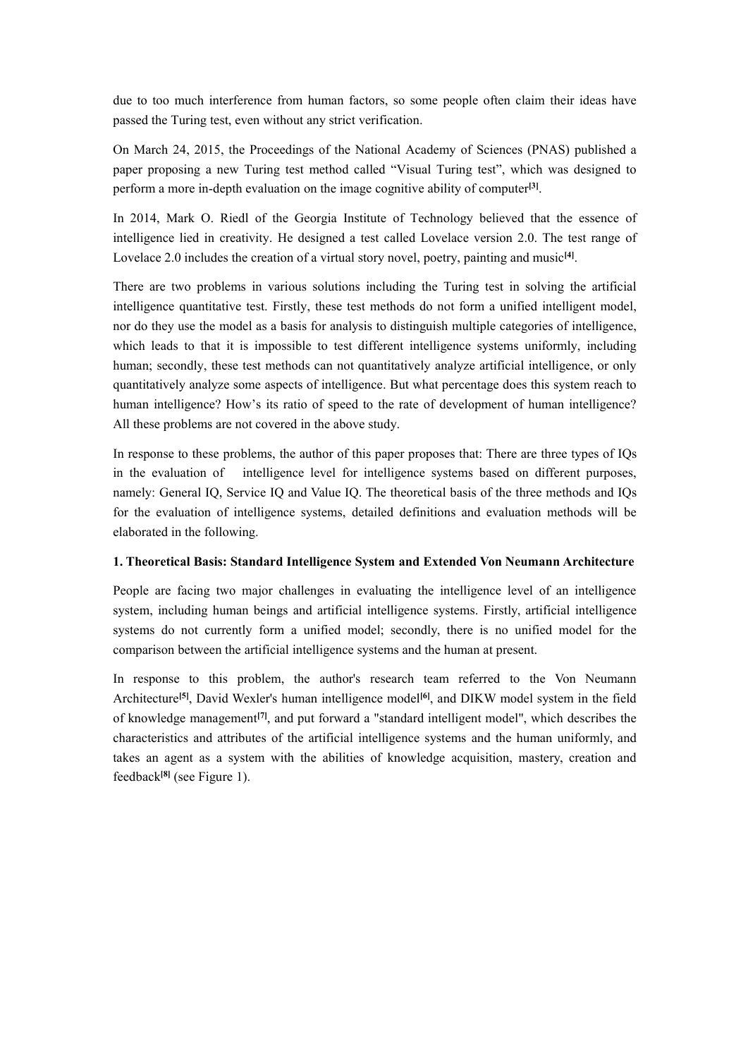due to too much interference from human factors, so some people often claim their ideas have passed the Turing test, even without any strict verification.

On March 24, 2015, the Proceedings of the National Academy of Sciences (PNAS) published a paper proposing a new Turing test method called "Visual Turing test", which was designed to perform a more in-depth evaluation on the image cognitive ability of computer[3].

In 2014, Mark O. Riedl of the Georgia Institute of Technology believed that the essence of intelligence lied in creativity. He designed a test called Lovelace version 2.0. The test range of Lovelace 2.0 includes the creation of a virtual story novel, poetry, painting and music[4].

There are two problems in various solutions including the Turing test in solving the artificial intelligence quantitative test. Firstly, these test methods do not form a unified intelligent model, nor do they use the model as a basis for analysis to distinguish multiple categories of intelligence, which leads to that it is impossible to test different intelligence systems uniformly, including human; secondly, these test methods can not quantitatively analyze artificial intelligence, or only quantitatively analyze some aspects of intelligence. But what percentage does this system reach to human intelligence? How's its ratio of speed to the rate of development of human intelligence? All these problems are not covered in the above study.

In response to these problems, the author of this paper proposes that: There are three types of IQs in the evaluation of intelligence level for intelligence systems based on different purposes, namely: General IQ, Service IQ and Value IQ. The theoretical basis of the three methods and IQs for the evaluation of intelligence systems, detailed definitions and evaluation methods will be elaborated in the following.

## 1. Theoretical Basis: Standard Intelligence System and Extended Von Neumann Architecture

People are facing two major challenges in evaluating the intelligence level of an intelligence system, including human beings and artificial intelligence systems. Firstly, artificial intelligence systems do not currently form a unified model; secondly, there is no unified model for the comparison between the artificial intelligence systems and the human at present.

In response to this problem, the author's research team referred to the Von Neumann Architecture[5], David Wexler's human intelligence model[6], and DIKW model system in the field of knowledge management[7], and put forward a "standard intelligent model", which describes the characteristics and attributes of the artificial intelligence systems and the human uniformly, and takes an agent as a system with the abilities of knowledge acquisition, mastery, creation and feedback[8] (see Figure 1).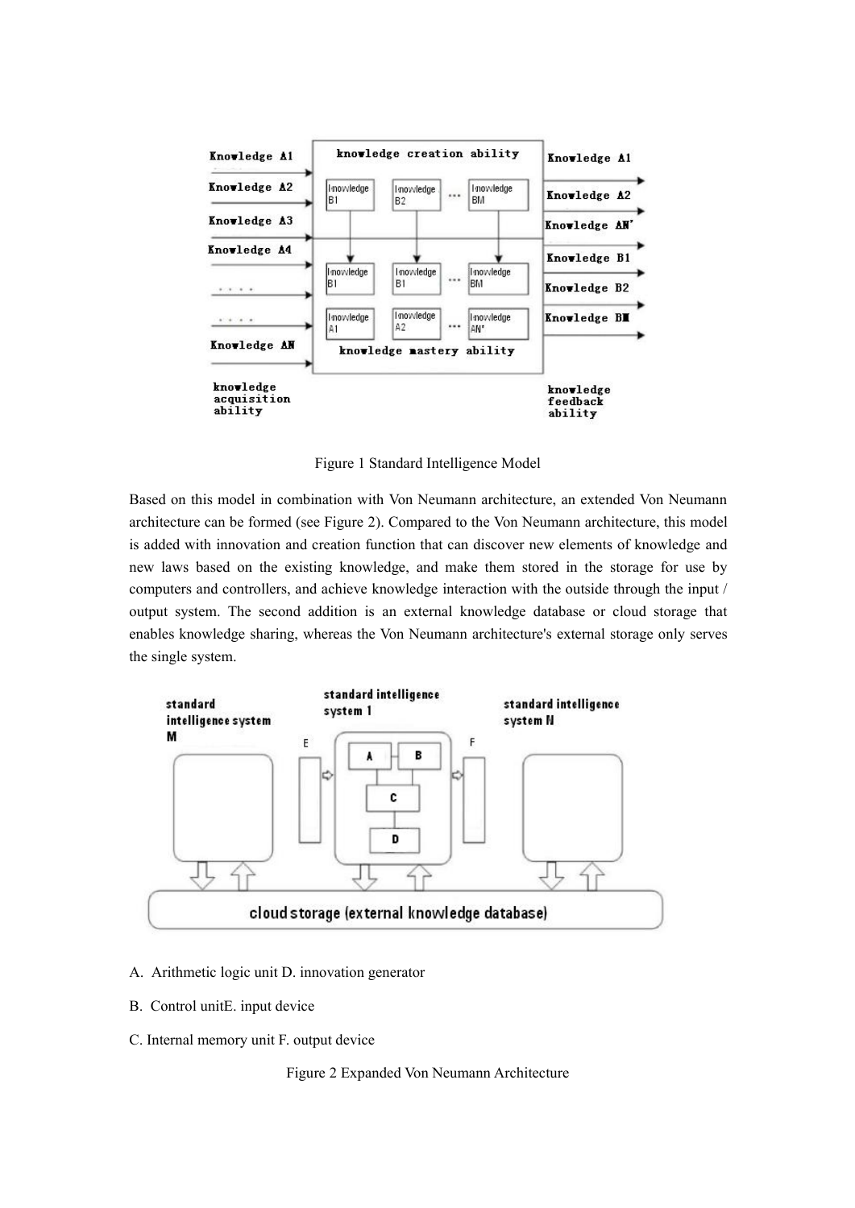Figure 1 Standard Intelligence Model

Based on this model in combination with Von Neumann architecture, an extended Von Neumann architecture can be formed (see Figure 2). Compared to the Von Neumann architecture, this model is added with innovation and creation function that can discover new elements of knowledge and new laws based on the existing knowledge, and make them stored in the storage for use by computers and controllers, and achieve knowledge interaction with the outside through the input / output system. The second addition is an external knowledge database or cloud storage that enables knowledge sharing, whereas the Von Neumann architecture's external storage only serves the single system.

A. Arithmetic logic unit D. innovation generator

B. Control unitE. input device

C. Internal memory unit F. output device

Figure 2 Expanded Von Neumann Architecture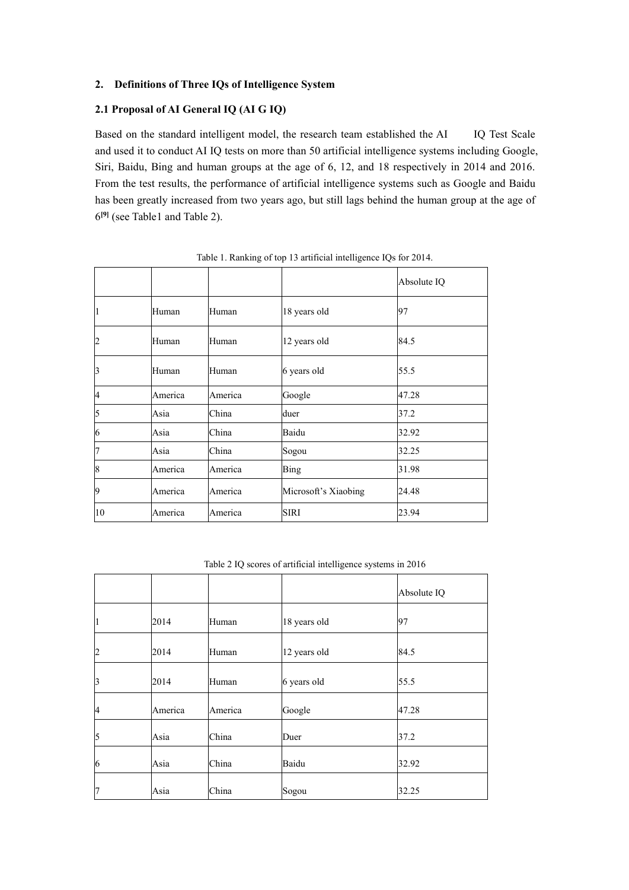## 2. Definitions of Three IQs of Intelligence System

### 2.1 Proposal of AI General IQ (AI G IQ)

Based on the standard intelligent model, the research team established the AI IQ Test Scale and used it to conduct AI IQ tests on more than 50 artificial intelligence systems including Google, Siri, Baidu, Bing and human groups at the age of 6, 12, and 18 respectively in 2014 and 2016. From the test results, the performance of artificial intelligence systems such as Google and Baidu has been greatly increased from two years ago, but still lags behind the human group at the age of 6[9] (see Table1 and Table 2).

Table 1. Ranking of top 13 artificial intelligence IQs for 2014.

| | | | | Absolute IQ |
|---|---|---|---|---|
| 1 | Human | Human | 18 years old | 97 |
| 2 | Human | Human | 12 years old | 84.5 |
| 3 | Human | Human | 6 years old | 55.5 |
| 4 | America | America | Google | 47.28 |
| 5 | Asia | China | duer | 37.2 |
| 6 | Asia | China | Baidu | 32.92 |
| 7 | Asia | China | Sogou | 32.25 |
| 8 | America | America | Bing | 31.98 |
| 9 | America | America | Microsoft's Xiaobing | 24.48 |
| 10 | America | America | SIRI | 23.94 |

Table 2 IQ scores of artificial intelligence systems in 2016

| | | | | Absolute IQ |
|---|---|---|---|---|
| 1 | 2014 | Human | 18 years old | 97 |
| 2 | 2014 | Human | 12 years old | 84.5 |
| 3 | 2014 | Human | 6 years old | 55.5 |
| 4 | America | America | Google | 47.28 |
| 5 | Asia | China | Duer | 37.2 |
| 6 | Asia | China | Baidu | 32.92 |
| 7 | Asia | China | Sogou | 32.25 |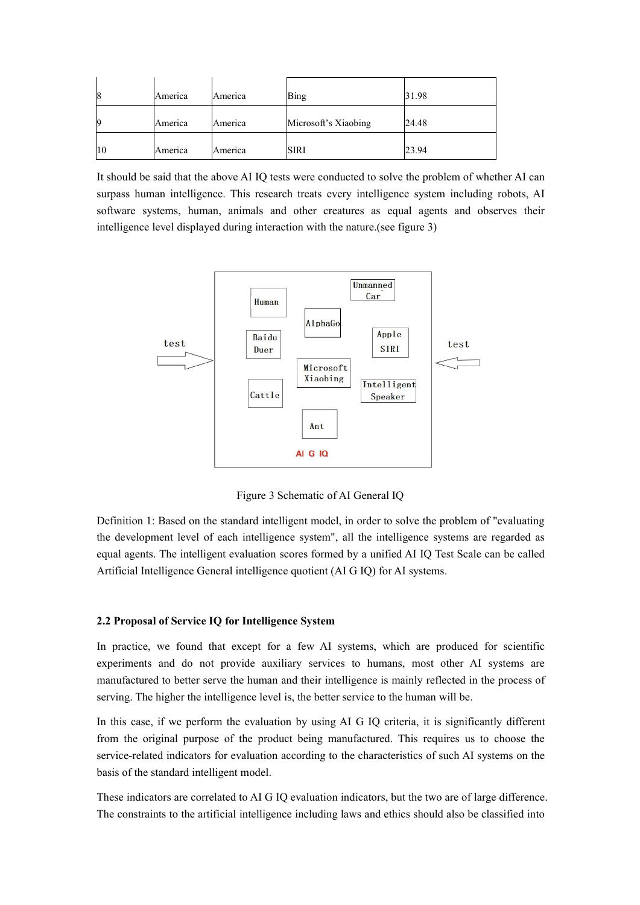| | | | | |
|---|---|---|---|---|
| 8 | America | America | Bing | 31.98 |
| 9 | America | America | Microsoft's Xiaobing | 24.48 |
| 10 | America | America | SIRI | 23.94 |

It should be said that the above AI IQ tests were conducted to solve the problem of whether AI can surpass human intelligence. This research treats every intelligence system including robots, AI software systems, human, animals and other creatures as equal agents and observes their intelligence level displayed during interaction with the nature.(see figure 3)

Figure 3 Schematic of AI General IQ

Definition 1: Based on the standard intelligent model, in order to solve the problem of "evaluating the development level of each intelligence system", all the intelligence systems are regarded as equal agents. The intelligent evaluation scores formed by a unified AI IQ Test Scale can be called Artificial Intelligence General intelligence quotient (AI G IQ) for AI systems.

### 2.2 Proposal of Service IQ for Intelligence System

In practice, we found that except for a few AI systems, which are produced for scientific experiments and do not provide auxiliary services to humans, most other AI systems are manufactured to better serve the human and their intelligence is mainly reflected in the process of serving. The higher the intelligence level is, the better service to the human will be.

In this case, if we perform the evaluation by using AI G IQ criteria, it is significantly different from the original purpose of the product being manufactured. This requires us to choose the service-related indicators for evaluation according to the characteristics of such AI systems on the basis of the standard intelligent model.

These indicators are correlated to AI G IQ evaluation indicators, but the two are of large difference. The constraints to the artificial intelligence including laws and ethics should also be classified into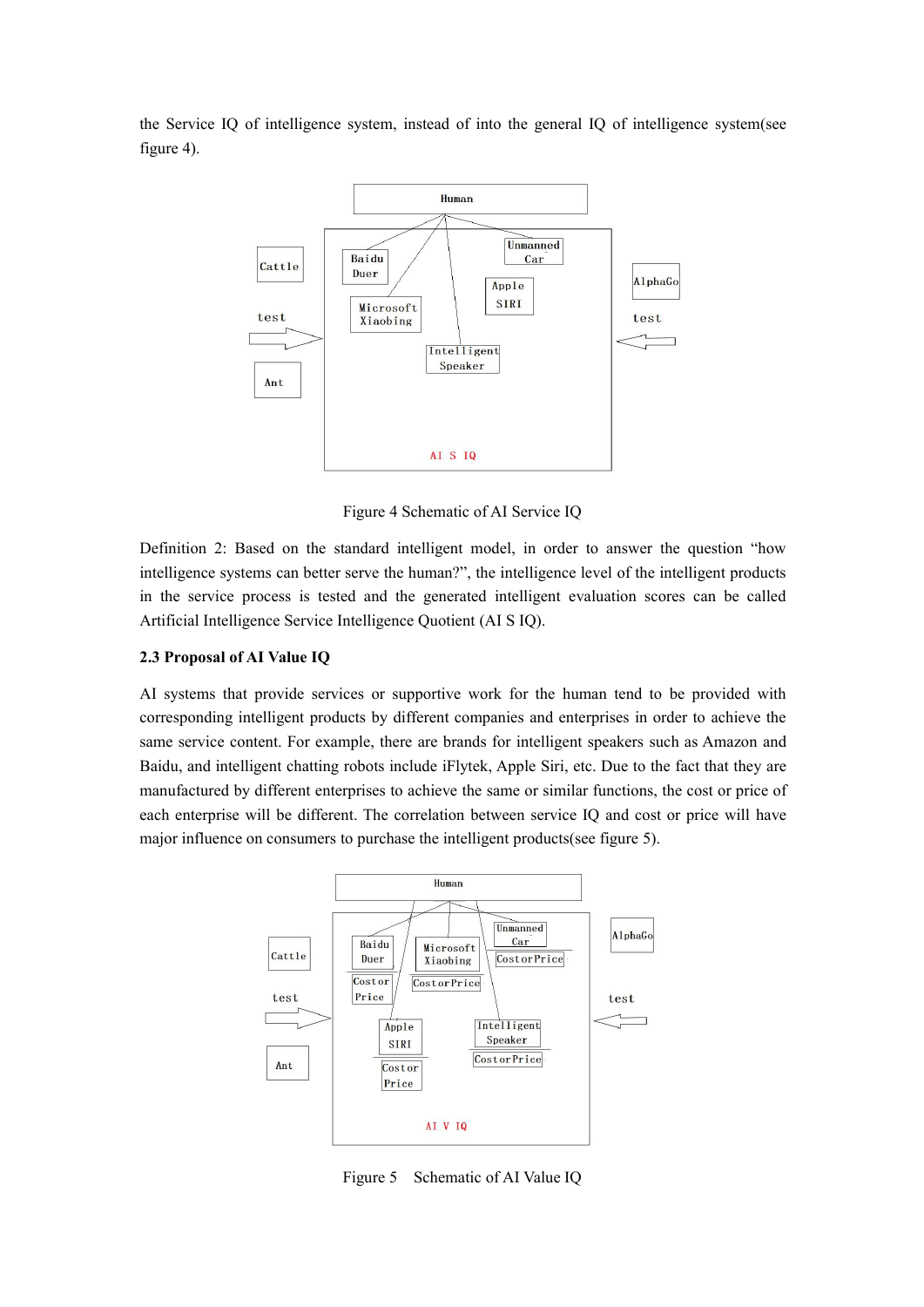the Service IQ of intelligence system, instead of into the general IQ of intelligence system(see figure 4).

Figure 4 Schematic of AI Service IQ

Definition 2: Based on the standard intelligent model, in order to answer the question "how intelligence systems can better serve the human?", the intelligence level of the intelligent products in the service process is tested and the generated intelligent evaluation scores can be called Artificial Intelligence Service Intelligence Quotient (AI S IQ).

### 2.3 Proposal of AI Value IQ

AI systems that provide services or supportive work for the human tend to be provided with corresponding intelligent products by different companies and enterprises in order to achieve the same service content. For example, there are brands for intelligent speakers such as Amazon and Baidu, and intelligent chatting robots include iFlytek, Apple Siri, etc. Due to the fact that they are manufactured by different enterprises to achieve the same or similar functions, the cost or price of each enterprise will be different. The correlation between service IQ and cost or price will have major influence on consumers to purchase the intelligent products(see figure 5).

Figure 5 Schematic of AI Value IQ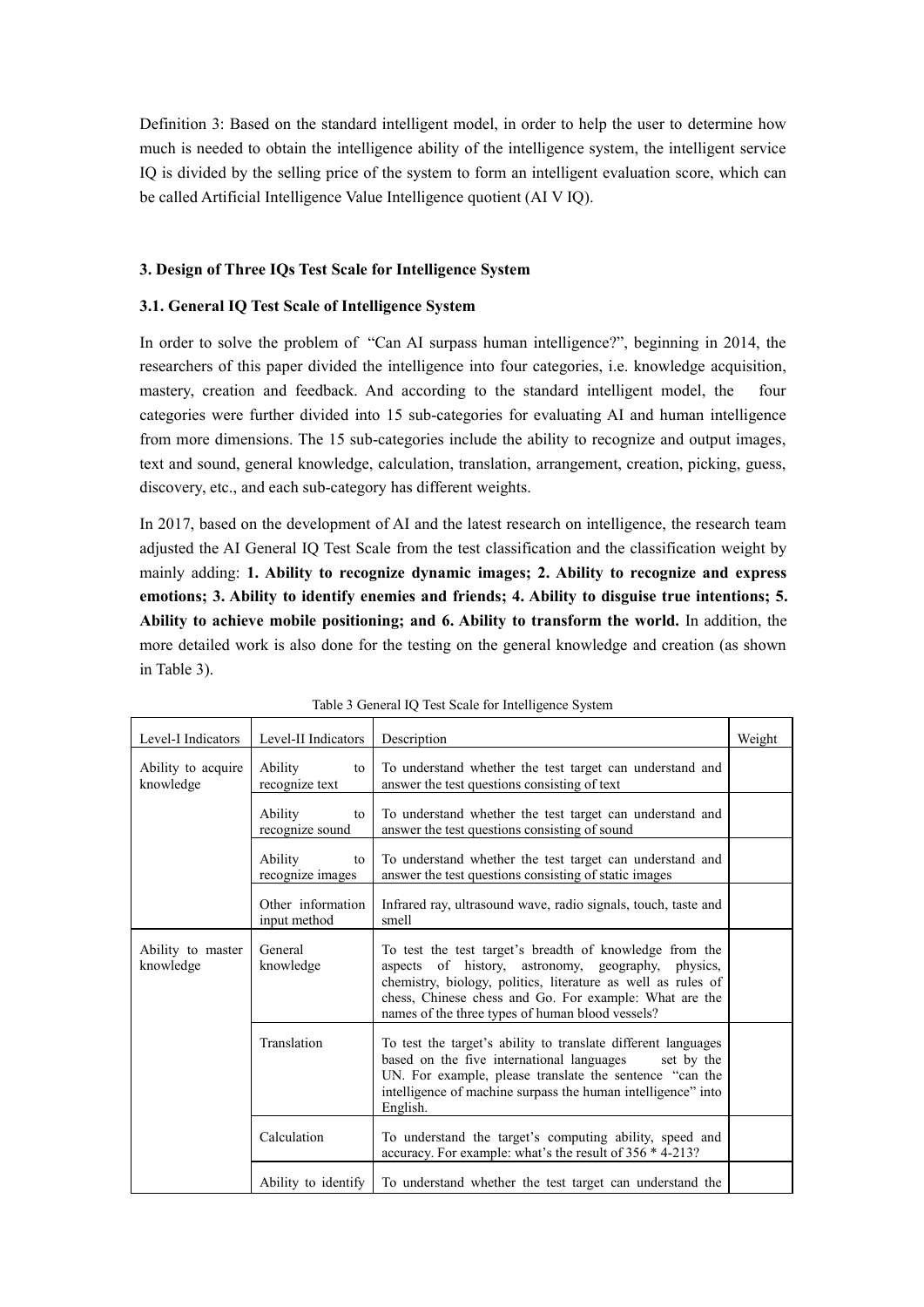Definition 3: Based on the standard intelligent model, in order to help the user to determine how much is needed to obtain the intelligence ability of the intelligence system, the intelligent service IQ is divided by the selling price of the system to form an intelligent evaluation score, which can be called Artificial Intelligence Value Intelligence quotient (AI V IQ).

## 3. Design of Three IQs Test Scale for Intelligence System

### 3.1. General IQ Test Scale of Intelligence System

In order to solve the problem of "Can AI surpass human intelligence?", beginning in 2014, the researchers of this paper divided the intelligence into four categories, i.e. knowledge acquisition, mastery, creation and feedback. And according to the standard intelligent model, the four categories were further divided into 15 sub-categories for evaluating AI and human intelligence from more dimensions. The 15 sub-categories include the ability to recognize and output images, text and sound, general knowledge, calculation, translation, arrangement, creation, picking, guess, discovery, etc., and each sub-category has different weights.

In 2017, based on the development of AI and the latest research on intelligence, the research team adjusted the AI General IQ Test Scale from the test classification and the classification weight by mainly adding: **1. Ability to recognize dynamic images; 2. Ability to recognize and express emotions; 3. Ability to identify enemies and friends; 4. Ability to disguise true intentions; 5. Ability to achieve mobile positioning; and 6. Ability to transform the world.** In addition, the more detailed work is also done for the testing on the general knowledge and creation (as shown in Table 3).

Table 3 General IQ Test Scale for Intelligence System

| Level-I Indicators | Level-II Indicators | Description | Weight |
|---|---|---|---|
| Ability to acquire knowledge | Ability to recognize text | To understand whether the test target can understand and answer the test questions consisting of text | |
| | Ability to recognize sound | To understand whether the test target can understand and answer the test questions consisting of sound | |
| | Ability to recognize images | To understand whether the test target can understand and answer the test questions consisting of static images | |
| | Other information input method | Infrared ray, ultrasound wave, radio signals, touch, taste and smell | |
| Ability to master knowledge | General knowledge | To test the test target's breadth of knowledge from the aspects of history, astronomy, geography, physics, chemistry, biology, politics, literature as well as rules of chess, Chinese chess and Go. For example: What are the names of the three types of human blood vessels? | |
| | Translation | To test the target's ability to translate different languages based on the five international languages set by the UN. For example, please translate the sentence "can the intelligence of machine surpass the human intelligence" into English. | |
| | Calculation | To understand the target's computing ability, speed and accuracy. For example: what's the result of 356 * 4-213? | |
| | Ability to identify | To understand whether the test target can understand the | |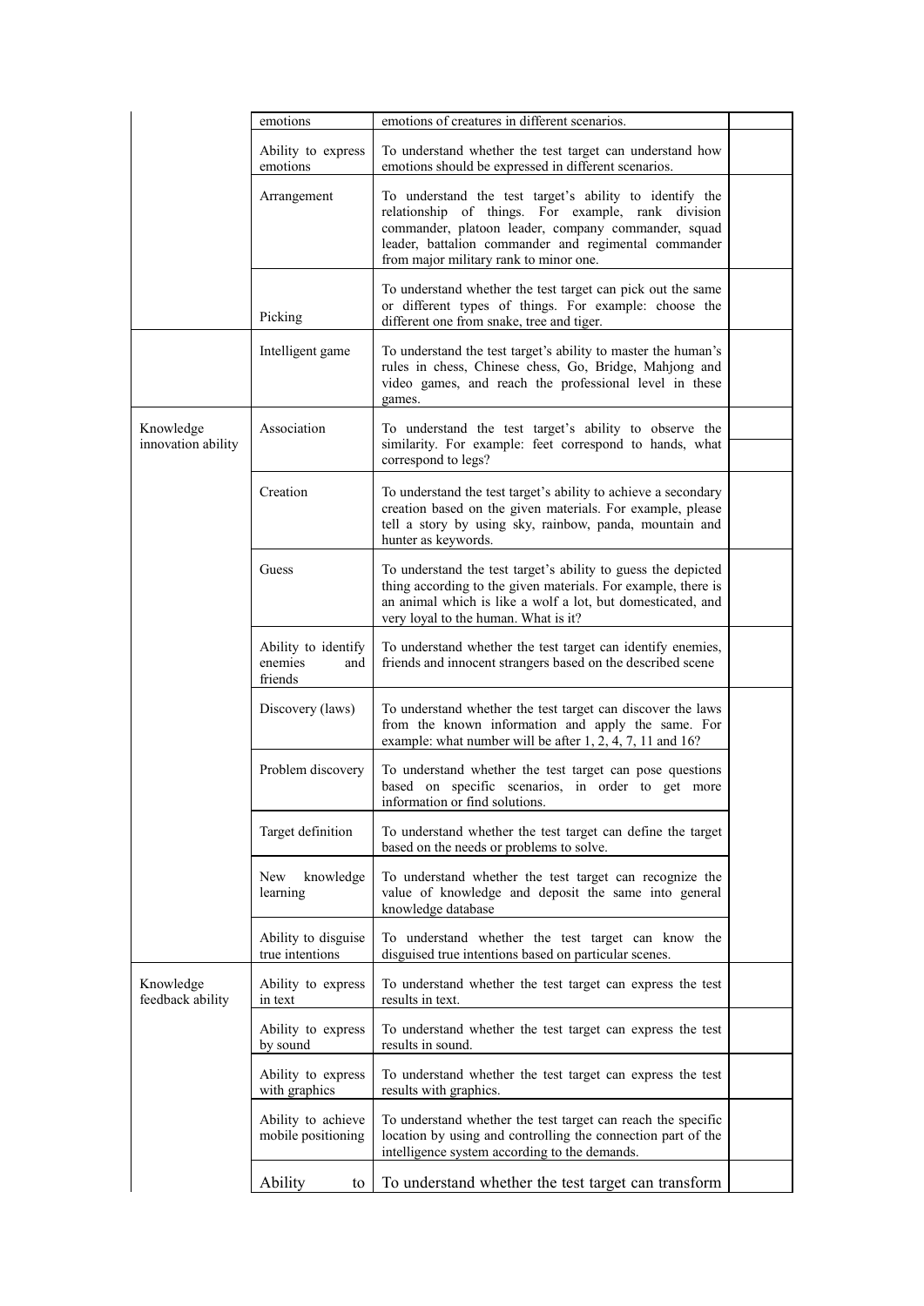| | | | |
|---|---|---|---|
| | emotions | emotions of creatures in different scenarios. | |
| | Ability to express emotions | To understand whether the test target can understand how emotions should be expressed in different scenarios. | |
| | Arrangement | To understand the test target's ability to identify the relationship of things. For example, rank division commander, platoon leader, company commander, squad leader, battalion commander and regimental commander from major military rank to minor one. | |
| | Picking | To understand whether the test target can pick out the same or different types of things. For example: choose the different one from snake, tree and tiger. | |
| | Intelligent game | To understand the test target's ability to master the human's rules in chess, Chinese chess, Go, Bridge, Mahjong and video games, and reach the professional level in these games. | |
| Knowledge innovation ability | Association | To understand the test target's ability to observe the similarity. For example: feet correspond to hands, what correspond to legs? | |
| | Creation | To understand the test target's ability to achieve a secondary creation based on the given materials. For example, please tell a story by using sky, rainbow, panda, mountain and hunter as keywords. | |
| | Guess | To understand the test target's ability to guess the depicted thing according to the given materials. For example, there is an animal which is like a wolf a lot, but domesticated, and very loyal to the human. What is it? | |
| | Ability to identify enemies and friends | To understand whether the test target can identify enemies, friends and innocent strangers based on the described scene | |
| | Discovery (laws) | To understand whether the test target can discover the laws from the known information and apply the same. For example: what number will be after 1, 2, 4, 7, 11 and 16? | |
| | Problem discovery | To understand whether the test target can pose questions based on specific scenarios, in order to get more information or find solutions. | |
| | Target definition | To understand whether the test target can define the target based on the needs or problems to solve. | |
| | New knowledge learning | To understand whether the test target can recognize the value of knowledge and deposit the same into general knowledge database | |
| | Ability to disguise true intentions | To understand whether the test target can know the disguised true intentions based on particular scenes. | |
| Knowledge feedback ability | Ability to express in text | To understand whether the test target can express the test results in text. | |
| | Ability to express by sound | To understand whether the test target can express the test results in sound. | |
| | Ability to express with graphics | To understand whether the test target can express the test results with graphics. | |
| | Ability to achieve mobile positioning | To understand whether the test target can reach the specific location by using and controlling the connection part of the intelligence system according to the demands. | |
| | Ability to | To understand whether the test target can transform | |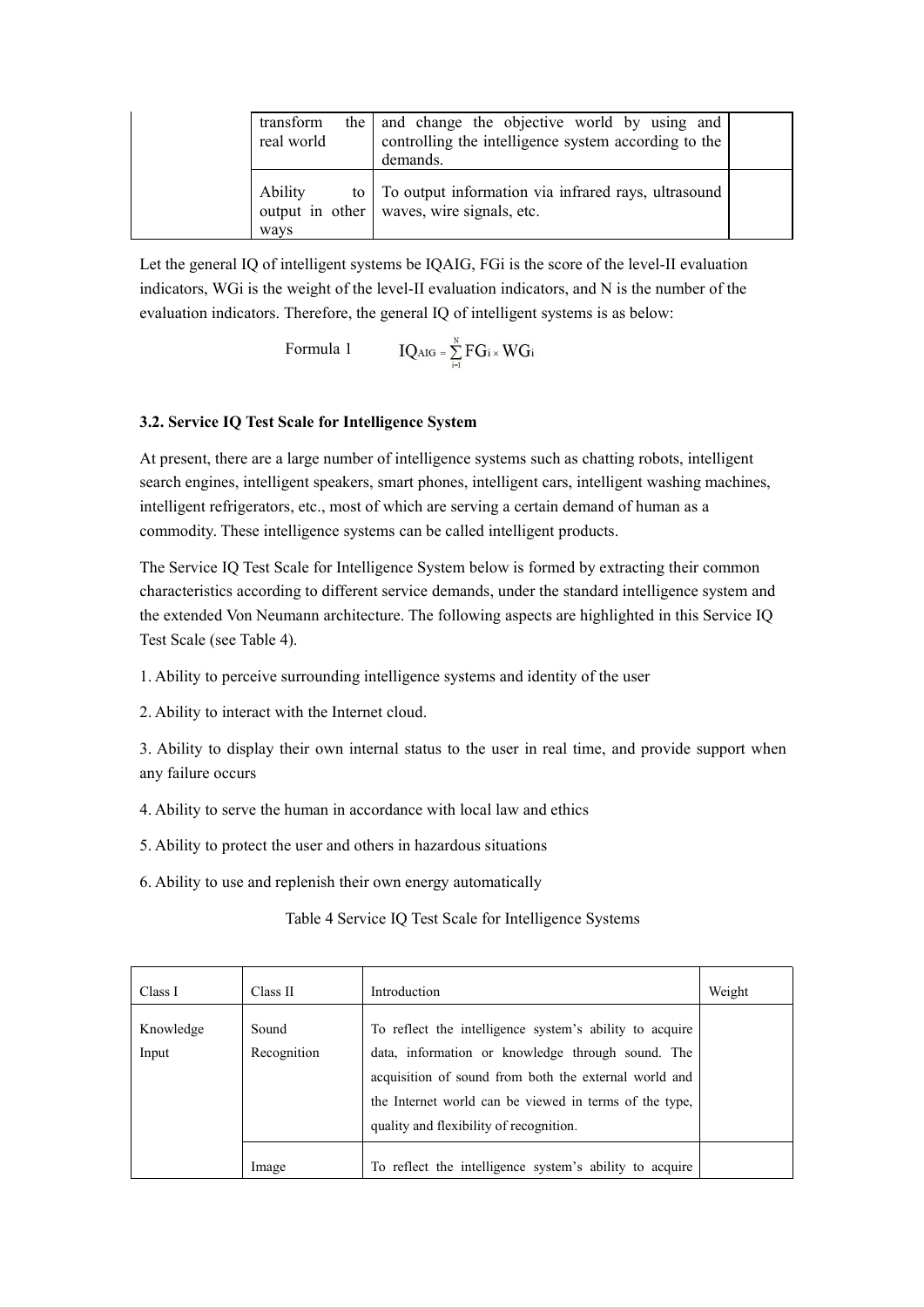| | | | |
|---|---|---|---|
| | transform the real world | and change the objective world by using and controlling the intelligence system according to the demands. | |
| | Ability to output in other ways | To output information via infrared rays, ultrasound waves, wire signals, etc. | |

Let the general IQ of intelligent systems be IQAIG, FGi is the score of the level-II evaluation indicators, WGi is the weight of the level-II evaluation indicators, and N is the number of the evaluation indicators. Therefore, the general IQ of intelligent systems is as below:

Formula 1 $$IQ_{AIG} = \sum_{i=1}^{N} FG_i \times WG_i$$

### 3.2. Service IQ Test Scale for Intelligence System

At present, there are a large number of intelligence systems such as chatting robots, intelligent search engines, intelligent speakers, smart phones, intelligent cars, intelligent washing machines, intelligent refrigerators, etc., most of which are serving a certain demand of human as a commodity. These intelligence systems can be called intelligent products.

The Service IQ Test Scale for Intelligence System below is formed by extracting their common characteristics according to different service demands, under the standard intelligence system and the extended Von Neumann architecture. The following aspects are highlighted in this Service IQ Test Scale (see Table 4).

1. Ability to perceive surrounding intelligence systems and identity of the user

2. Ability to interact with the Internet cloud.

3. Ability to display their own internal status to the user in real time, and provide support when any failure occurs

4. Ability to serve the human in accordance with local law and ethics

5. Ability to protect the user and others in hazardous situations

6. Ability to use and replenish their own energy automatically

Table 4 Service IQ Test Scale for Intelligence Systems

| Class I | Class II | Introduction | Weight |
|---|---|---|---|
| Knowledge Input | Sound Recognition | To reflect the intelligence system's ability to acquire data, information or knowledge through sound. The acquisition of sound from both the external world and the Internet world can be viewed in terms of the type, quality and flexibility of recognition. | |
| | Image | To reflect the intelligence system's ability to acquire | |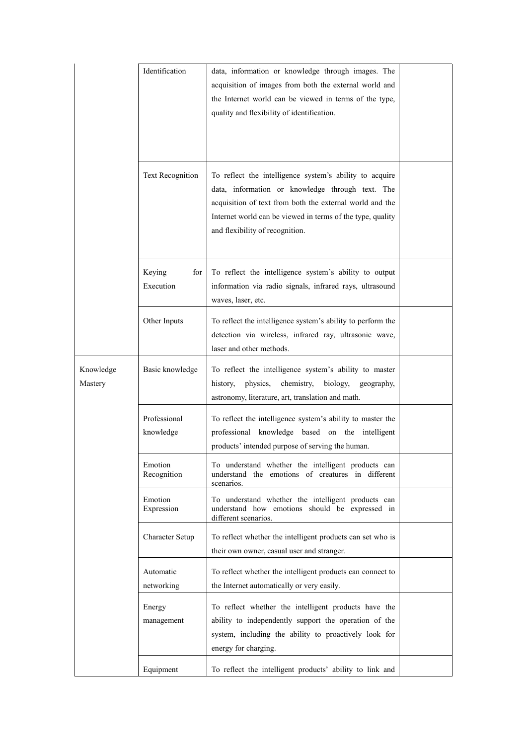|  |  |  |  |
|---|---|---|---|
|  | Identification | data, information or knowledge through images. The acquisition of images from both the external world and the Internet world can be viewed in terms of the type, quality and flexibility of identification. |  |
|  | Text Recognition | To reflect the intelligence system's ability to acquire data, information or knowledge through text. The acquisition of text from both the external world and the Internet world can be viewed in terms of the type, quality and flexibility of recognition. |  |
|  | Keying for Execution | To reflect the intelligence system's ability to output information via radio signals, infrared rays, ultrasound waves, laser, etc. |  |
|  | Other Inputs | To reflect the intelligence system's ability to perform the detection via wireless, infrared ray, ultrasonic wave, laser and other methods. |  |
| Knowledge Mastery | Basic knowledge | To reflect the intelligence system's ability to master history, physics, chemistry, biology, geography, astronomy, literature, art, translation and math. |  |
|  | Professional knowledge | To reflect the intelligence system's ability to master the professional knowledge based on the intelligent products' intended purpose of serving the human. |  |
|  | Emotion Recognition | To understand whether the intelligent products can understand the emotions of creatures in different scenarios. |  |
|  | Emotion Expression | To understand whether the intelligent products can understand how emotions should be expressed in different scenarios. |  |
|  | Character Setup | To reflect whether the intelligent products can set who is their own owner, casual user and stranger. |  |
|  | Automatic networking | To reflect whether the intelligent products can connect to the Internet automatically or very easily. |  |
|  | Energy management | To reflect whether the intelligent products have the ability to independently support the operation of the system, including the ability to proactively look for energy for charging. |  |
|  | Equipment | To reflect the intelligent products' ability to link and |  |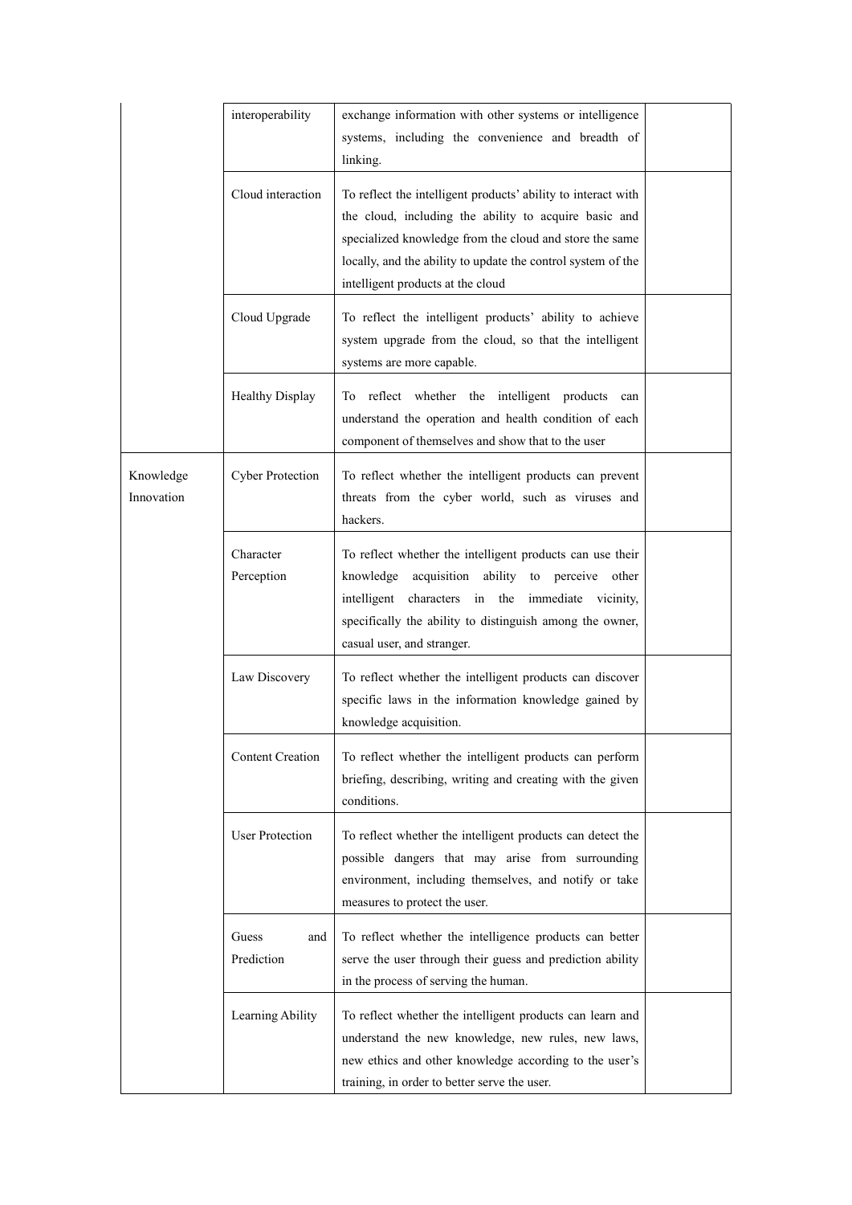| | | | |
|---|---|---|---|
| | interoperability | exchange information with other systems or intelligence systems, including the convenience and breadth of linking. | |
| | Cloud interaction | To reflect the intelligent products' ability to interact with the cloud, including the ability to acquire basic and specialized knowledge from the cloud and store the same locally, and the ability to update the control system of the intelligent products at the cloud | |
| | Cloud Upgrade | To reflect the intelligent products' ability to achieve system upgrade from the cloud, so that the intelligent systems are more capable. | |
| | Healthy Display | To reflect whether the intelligent products can understand the operation and health condition of each component of themselves and show that to the user | |
| Knowledge Innovation | Cyber Protection | To reflect whether the intelligent products can prevent threats from the cyber world, such as viruses and hackers. | |
| | Character Perception | To reflect whether the intelligent products can use their knowledge acquisition ability to perceive other intelligent characters in the immediate vicinity, specifically the ability to distinguish among the owner, casual user, and stranger. | |
| | Law Discovery | To reflect whether the intelligent products can discover specific laws in the information knowledge gained by knowledge acquisition. | |
| | Content Creation | To reflect whether the intelligent products can perform briefing, describing, writing and creating with the given conditions. | |
| | User Protection | To reflect whether the intelligent products can detect the possible dangers that may arise from surrounding environment, including themselves, and notify or take measures to protect the user. | |
| | Guess and Prediction | To reflect whether the intelligence products can better serve the user through their guess and prediction ability in the process of serving the human. | |
| | Learning Ability | To reflect whether the intelligent products can learn and understand the new knowledge, new rules, new laws, new ethics and other knowledge according to the user's training, in order to better serve the user. | |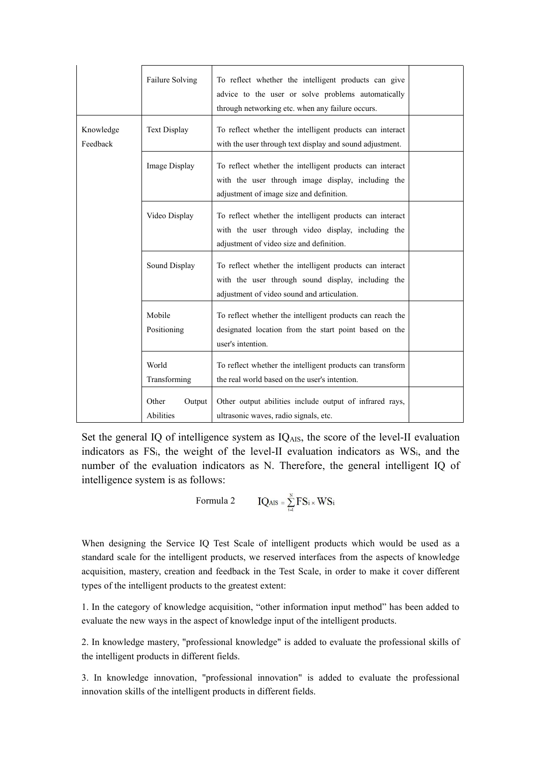| | | | |
|---|---|---|---|
| | Failure Solving | To reflect whether the intelligent products can give advice to the user or solve problems automatically through networking etc. when any failure occurs. | |
| Knowledge Feedback | Text Display | To reflect whether the intelligent products can interact with the user through text display and sound adjustment. | |
| | Image Display | To reflect whether the intelligent products can interact with the user through image display, including the adjustment of image size and definition. | |
| | Video Display | To reflect whether the intelligent products can interact with the user through video display, including the adjustment of video size and definition. | |
| | Sound Display | To reflect whether the intelligent products can interact with the user through sound display, including the adjustment of video sound and articulation. | |
| | Mobile Positioning | To reflect whether the intelligent products can reach the designated location from the start point based on the user's intention. | |
| | World Transforming | To reflect whether the intelligent products can transform the real world based on the user's intention. | |
| | Other Output Abilities | Other output abilities include output of infrared rays, ultrasonic waves, radio signals, etc. | |

Set the general IQ of intelligence system as $IQ_{AIS}$, the score of the level-II evaluation indicators as $FS_i$, the weight of the level-II evaluation indicators as $WS_i$, and the number of the evaluation indicators as N. Therefore, the general intelligent IQ of intelligence system is as follows:

Formula 2 $$IQ_{AIS} = \sum_{i=1}^{N} FS_i \times WS_i$$

When designing the Service IQ Test Scale of intelligent products which would be used as a standard scale for the intelligent products, we reserved interfaces from the aspects of knowledge acquisition, mastery, creation and feedback in the Test Scale, in order to make it cover different types of the intelligent products to the greatest extent:

1. In the category of knowledge acquisition, “other information input method” has been added to evaluate the new ways in the aspect of knowledge input of the intelligent products.

2. In knowledge mastery, "professional knowledge" is added to evaluate the professional skills of the intelligent products in different fields.

3. In knowledge innovation, "professional innovation" is added to evaluate the professional innovation skills of the intelligent products in different fields.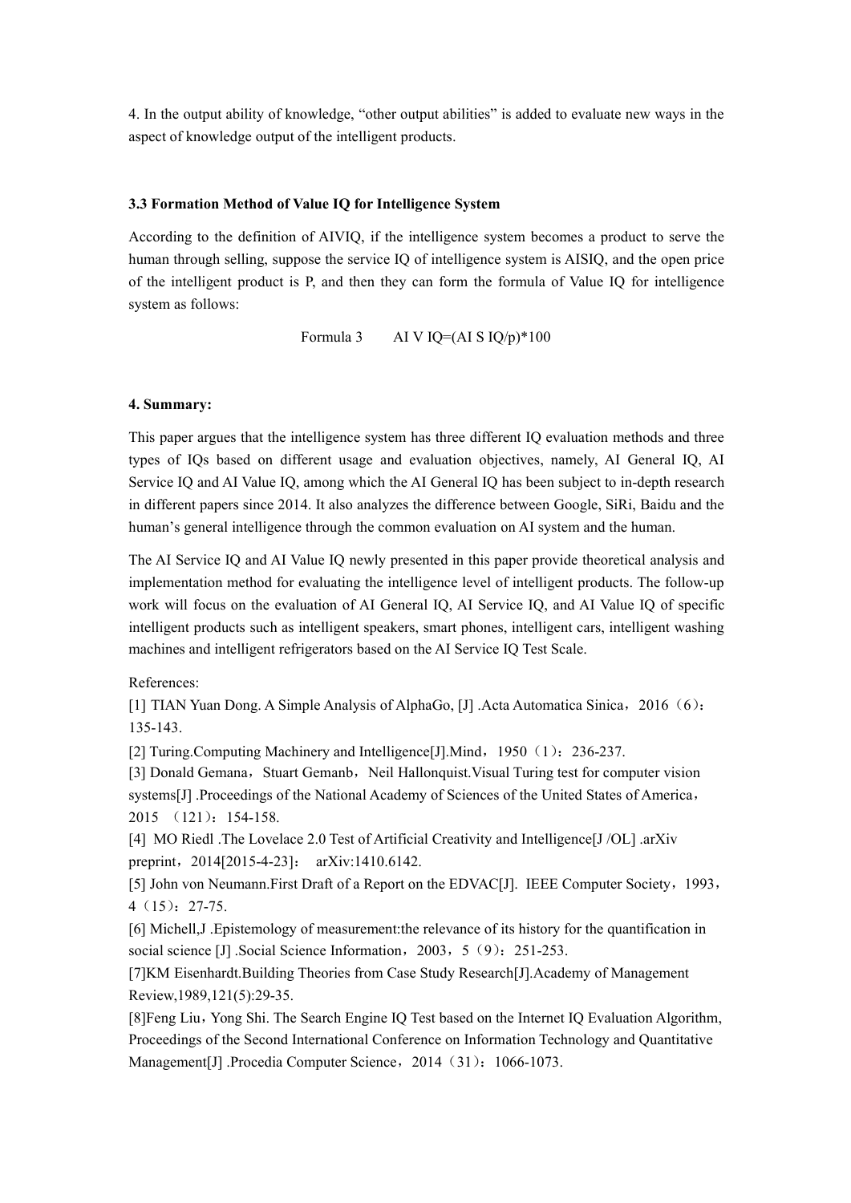4. In the output ability of knowledge, "other output abilities" is added to evaluate new ways in the aspect of knowledge output of the intelligent products.

### 3.3 Formation Method of Value IQ for Intelligence System

According to the definition of AIVIQ, if the intelligence system becomes a product to serve the human through selling, suppose the service IQ of intelligence system is AISIQ, and the open price of the intelligent product is P, and then they can form the formula of Value IQ for intelligence system as follows:

Formula 3 $\quad AI\ V\ IQ=(AI\ S\ IQ/p)*100$

## 4. Summary:

This paper argues that the intelligence system has three different IQ evaluation methods and three types of IQs based on different usage and evaluation objectives, namely, AI General IQ, AI Service IQ and AI Value IQ, among which the AI General IQ has been subject to in-depth research in different papers since 2014. It also analyzes the difference between Google, SiRi, Baidu and the human's general intelligence through the common evaluation on AI system and the human.

The AI Service IQ and AI Value IQ newly presented in this paper provide theoretical analysis and implementation method for evaluating the intelligence level of intelligent products. The follow-up work will focus on the evaluation of AI General IQ, AI Service IQ, and AI Value IQ of specific intelligent products such as intelligent speakers, smart phones, intelligent cars, intelligent washing machines and intelligent refrigerators based on the AI Service IQ Test Scale.

References:

[1] TIAN Yuan Dong. A Simple Analysis of AlphaGo, [J] .Acta Automatica Sinica，2016（6）: 135-143.

[2] Turing.Computing Machinery and Intelligence[J].Mind，1950（1）：236-237.

[3] Donald Gemana，Stuart Gemanb，Neil Hallonquist.Visual Turing test for computer vision systems[J] .Proceedings of the National Academy of Sciences of the United States of America，2015 （121）：154-158.

[4] MO Riedl .The Lovelace 2.0 Test of Artificial Creativity and Intelligence[J /OL] .arXiv preprint，2014[2015-4-23]： arXiv:1410.6142.

[5] John von Neumann.First Draft of a Report on the EDVAC[J]. IEEE Computer Society，1993，4（15）：27-75.

[6] Michell,J .Epistemology of measurement:the relevance of its history for the quantification in social science [J] .Social Science Information，2003，5（9）：251-253.

[7]KM Eisenhardt.Building Theories from Case Study Research[J].Academy of Management Review,1989,121(5):29-35.

[8]Feng Liu，Yong Shi. The Search Engine IQ Test based on the Internet IQ Evaluation Algorithm, Proceedings of the Second International Conference on Information Technology and Quantitative Management[J] .Procedia Computer Science，2014（31）：1066-1073.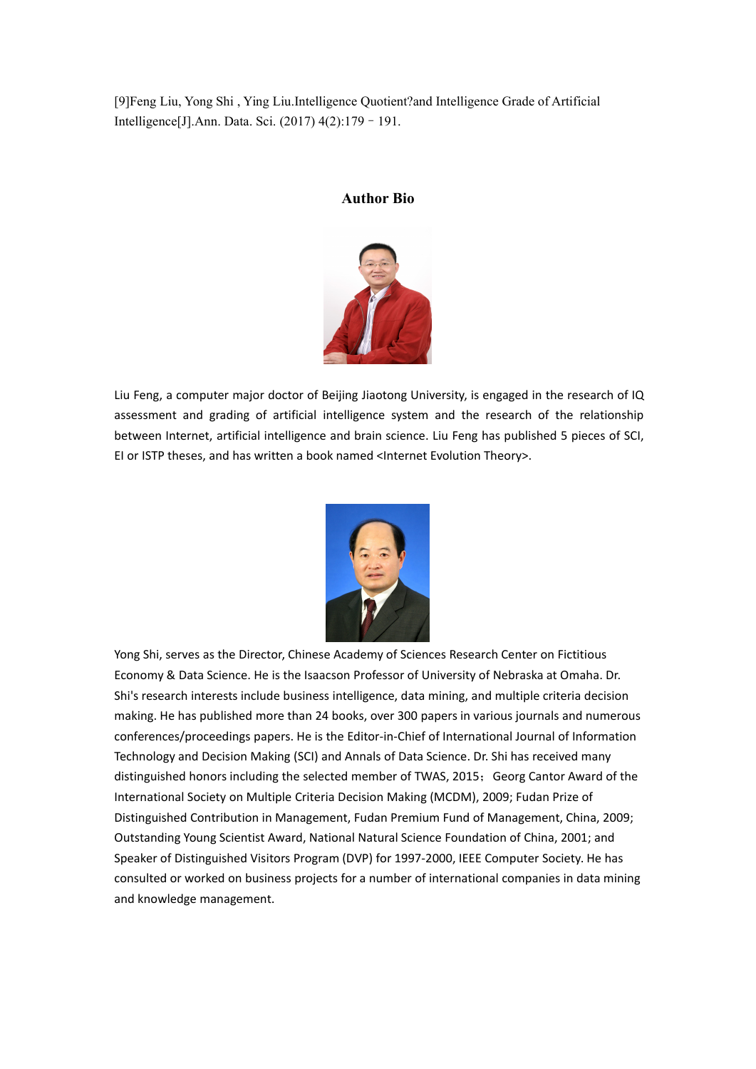[9]Feng Liu, Yong Shi , Ying Liu.Intelligence Quotient?and Intelligence Grade of Artificial Intelligence[J].Ann. Data. Sci. (2017) 4(2):179－191.

## Author Bio

Liu Feng, a computer major doctor of Beijing Jiaotong University, is engaged in the research of IQ assessment and grading of artificial intelligence system and the research of the relationship between Internet, artificial intelligence and brain science. Liu Feng has published 5 pieces of SCI, EI or ISTP theses, and has written a book named <Internet Evolution Theory>.

Yong Shi, serves as the Director, Chinese Academy of Sciences Research Center on Fictitious Economy & Data Science. He is the Isaacson Professor of University of Nebraska at Omaha. Dr. Shi's research interests include business intelligence, data mining, and multiple criteria decision making. He has published more than 24 books, over 300 papers in various journals and numerous conferences/proceedings papers. He is the Editor-in-Chief of International Journal of Information Technology and Decision Making (SCI) and Annals of Data Science. Dr. Shi has received many distinguished honors including the selected member of TWAS, 2015；Georg Cantor Award of the International Society on Multiple Criteria Decision Making (MCDM), 2009; Fudan Prize of Distinguished Contribution in Management, Fudan Premium Fund of Management, China, 2009; Outstanding Young Scientist Award, National Natural Science Foundation of China, 2001; and Speaker of Distinguished Visitors Program (DVP) for 1997-2000, IEEE Computer Society. He has consulted or worked on business projects for a number of international companies in data mining and knowledge management.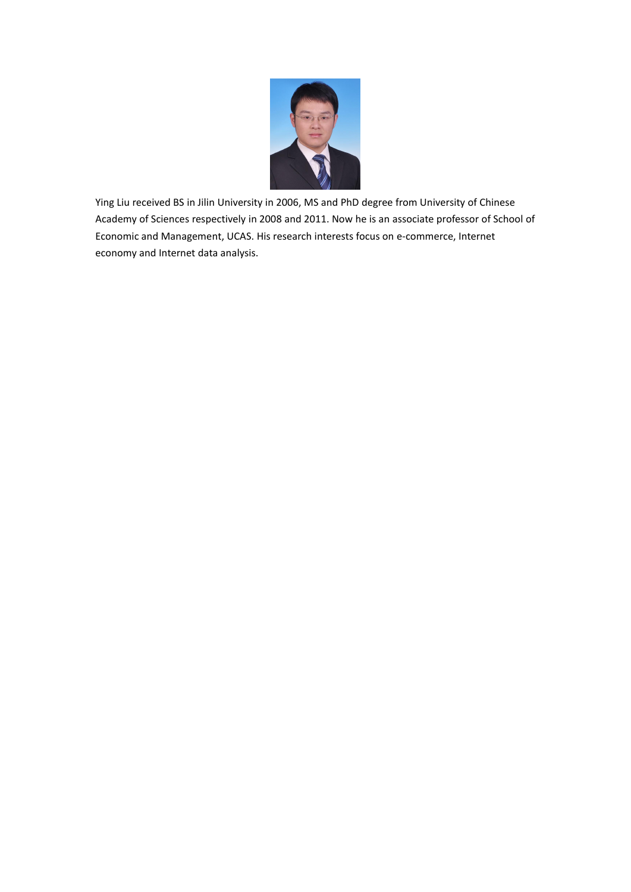Ying Liu received BS in Jilin University in 2006, MS and PhD degree from University of Chinese Academy of Sciences respectively in 2008 and 2011. Now he is an associate professor of School of Economic and Management, UCAS. His research interests focus on e-commerce, Internet economy and Internet data analysis.